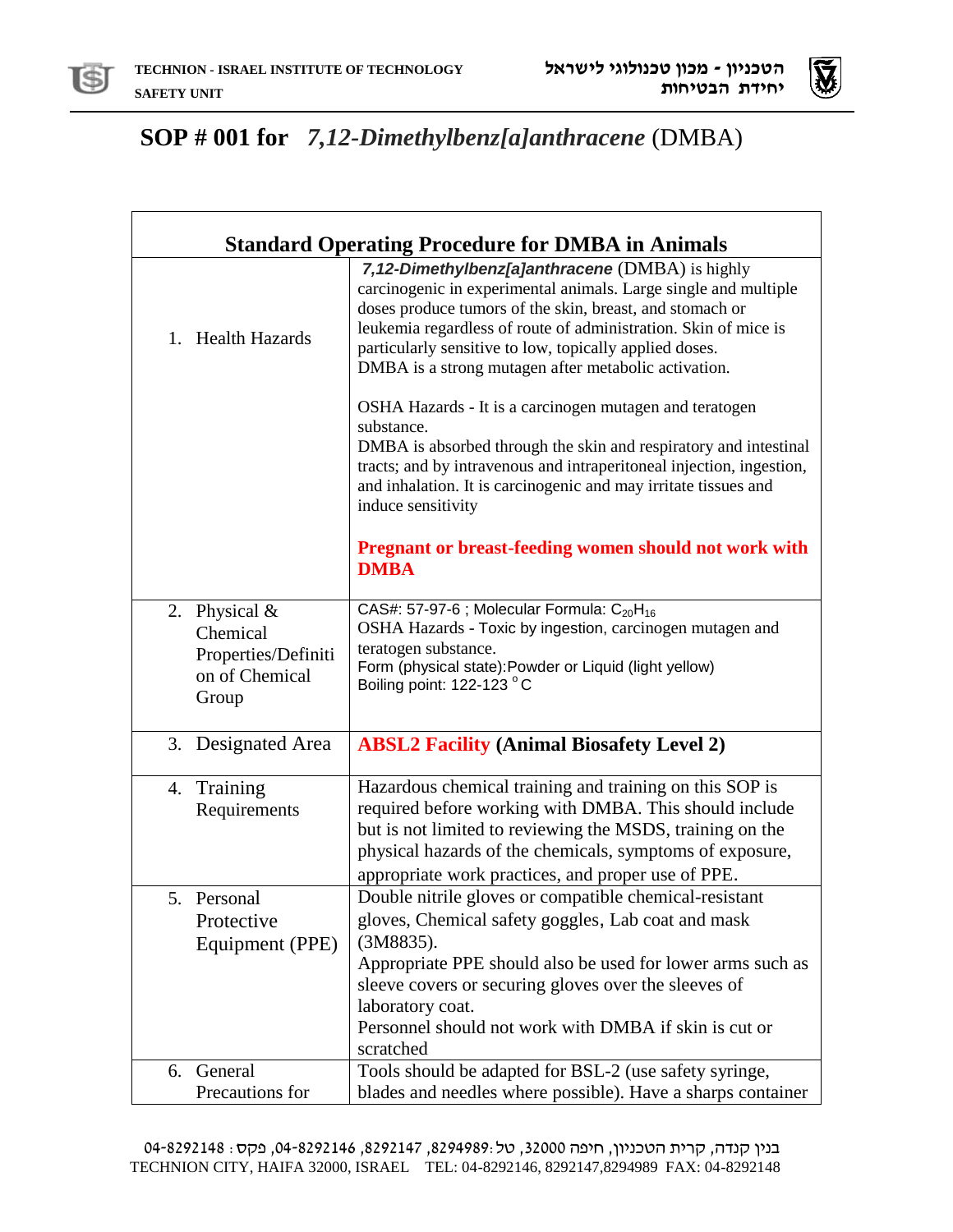# SOP # 001 for *7,12-Dimethylbenz[a]anthracene* (DMBA)

| Standard Operating Procedure for DMBA in Animals | |
|---|---|
| 1. Health Hazards | ***7,12-Dimethylbenz[a]anthracene*** (DMBA) is highly carcinogenic in experimental animals. Large single and multiple doses produce tumors of the skin, breast, and stomach or leukemia regardless of route of administration. Skin of mice is particularly sensitive to low, topically applied doses.<br>DMBA is a strong mutagen after metabolic activation.<br><br>OSHA Hazards - It is a carcinogen mutagen and teratogen substance.<br>DMBA is absorbed through the skin and respiratory and intestinal tracts; and by intravenous and intraperitoneal injection, ingestion, and inhalation. It is carcinogenic and may irritate tissues and induce sensitivity<br><br>**Pregnant or breast-feeding women should not work with DMBA** |
| 2. Physical & Chemical Properties/Definition of Chemical Group | CAS#: 57-97-6 ; Molecular Formula: $C_{20}H_{16}$<br>OSHA Hazards - Toxic by ingestion, carcinogen mutagen and teratogen substance.<br>Form (physical state):Powder or Liquid (light yellow)<br>Boiling point: 122-123 °C |
| 3. Designated Area | **ABSL2 Facility (Animal Biosafety Level 2)** |
| 4. Training Requirements | Hazardous chemical training and training on this SOP is required before working with DMBA. This should include but is not limited to reviewing the MSDS, training on the physical hazards of the chemicals, symptoms of exposure, appropriate work practices, and proper use of PPE. |
| 5. Personal Protective Equipment (PPE) | Double nitrile gloves or compatible chemical-resistant gloves, Chemical safety goggles, Lab coat and mask (3M8835).<br>Appropriate PPE should also be used for lower arms such as sleeve covers or securing gloves over the sleeves of laboratory coat.<br>Personnel should not work with DMBA if skin is cut or scratched |
| 6. General Precautions for | Tools should be adapted for BSL-2 (use safety syringe, blades and needles where possible). Have a sharps container |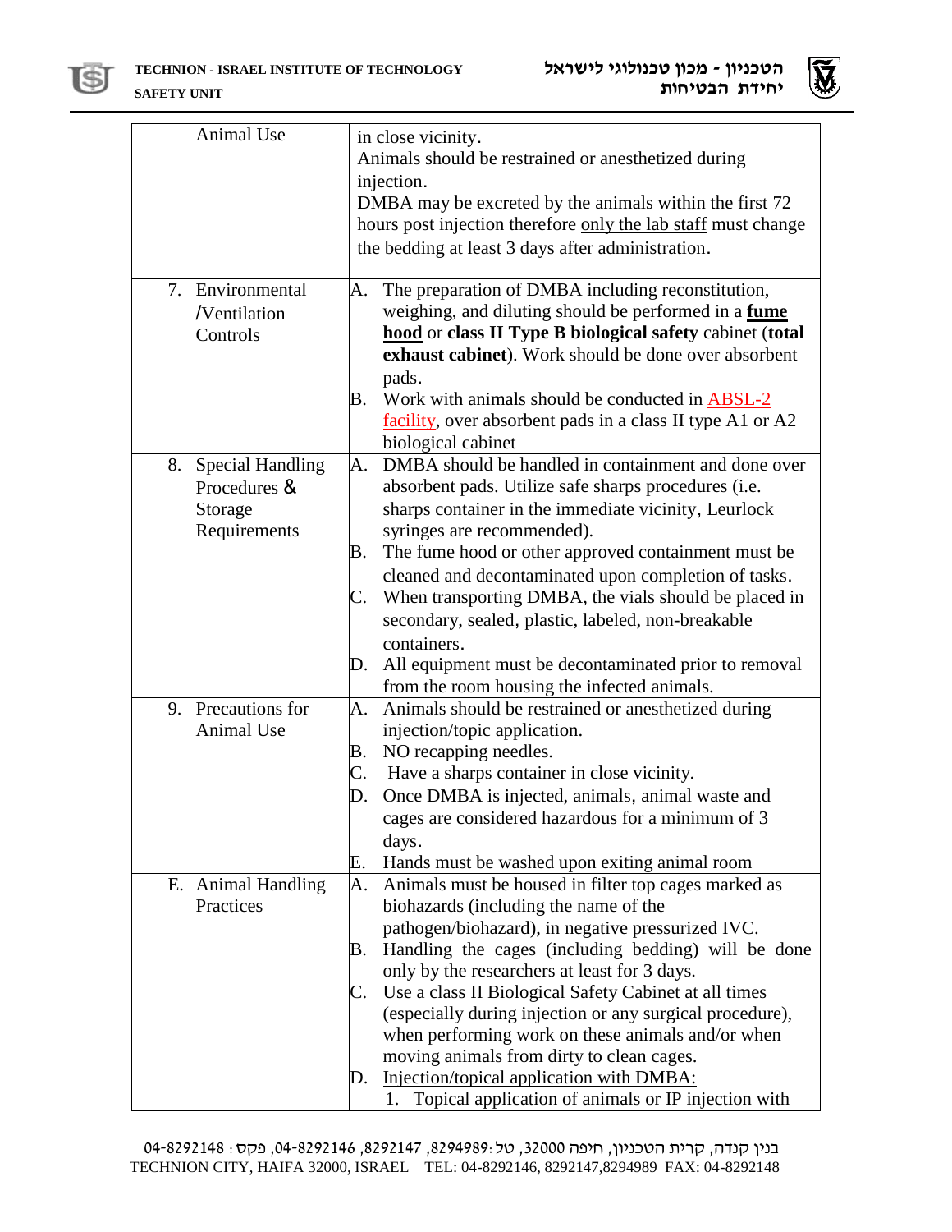| | |
|---|---|
| Animal Use | in close vicinity.<br>Animals should be restrained or anesthetized during injection.<br>DMBA may be excreted by the animals within the first 72 hours post injection therefore only the lab staff must change the bedding at least 3 days after administration. |
| 7. Environmental /Ventilation Controls | A. The preparation of DMBA including reconstitution, weighing, and diluting should be performed in a **fume hood** or **class II Type B biological safety** cabinet (**total exhaust cabinet**). Work should be done over absorbent pads.<br>B. Work with animals should be conducted in ABSL-2 facility, over absorbent pads in a class II type A1 or A2 biological cabinet |
| 8. Special Handling Procedures & Storage Requirements | A. DMBA should be handled in containment and done over absorbent pads. Utilize safe sharps procedures (i.e. sharps container in the immediate vicinity, Leurlock syringes are recommended).<br>B. The fume hood or other approved containment must be cleaned and decontaminated upon completion of tasks.<br>C. When transporting DMBA, the vials should be placed in secondary, sealed, plastic, labeled, non-breakable containers.<br>D. All equipment must be decontaminated prior to removal from the room housing the infected animals. |
| 9. Precautions for Animal Use | A. Animals should be restrained or anesthetized during injection/topic application.<br>B. NO recapping needles.<br>C. Have a sharps container in close vicinity.<br>D. Once DMBA is injected, animals, animal waste and cages are considered hazardous for a minimum of 3 days.<br>E. Hands must be washed upon exiting animal room |
| E. Animal Handling Practices | A. Animals must be housed in filter top cages marked as biohazards (including the name of the pathogen/biohazard), in negative pressurized IVC.<br>B. Handling the cages (including bedding) will be done only by the researchers at least for 3 days.<br>C. Use a class II Biological Safety Cabinet at all times (especially during injection or any surgical procedure), when performing work on these animals and/or when moving animals from dirty to clean cages.<br>D. Injection/topical application with DMBA:<br>1. Topical application of animals or IP injection with |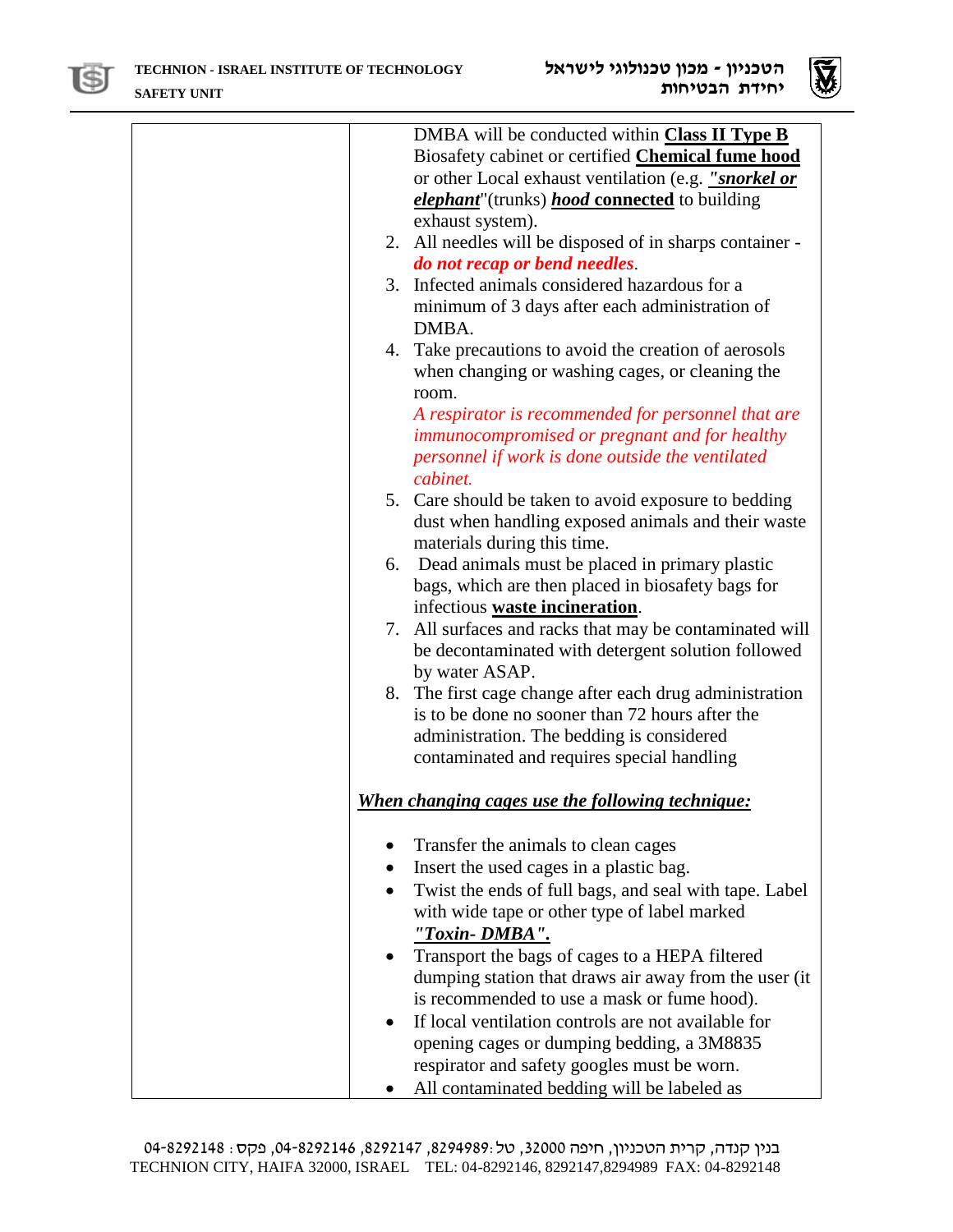| | DMBA will be conducted within **Class II Type B** Biosafety cabinet or certified **Chemical fume hood** or other Local exhaust ventilation (e.g. ***"snorkel or elephant***"(trunks) ***hood* connected** to building exhaust system).<br>2. All needles will be disposed of in sharps container - ***do not recap or bend needles***.<br>3. Infected animals considered hazardous for a minimum of 3 days after each administration of DMBA.<br>4. Take precautions to avoid the creation of aerosols when changing or washing cages, or cleaning the room.<br>*A respirator is recommended for personnel that are immunocompromised or pregnant and for healthy personnel if work is done outside the ventilated cabinet.*<br>5. Care should be taken to avoid exposure to bedding dust when handling exposed animals and their waste materials during this time.<br>6. Dead animals must be placed in primary plastic bags, which are then placed in biosafety bags for infectious **waste incineration**.<br>7. All surfaces and racks that may be contaminated will be decontaminated with detergent solution followed by water ASAP.<br>8. The first cage change after each drug administration is to be done no sooner than 72 hours after the administration. The bedding is considered contaminated and requires special handling<br><br>***When changing cages use the following technique:***<br><br>• Transfer the animals to clean cages<br>• Insert the used cages in a plastic bag.<br>• Twist the ends of full bags, and seal with tape. Label with wide tape or other type of label marked ***"Toxin- DMBA".***<br>• Transport the bags of cages to a HEPA filtered dumping station that draws air away from the user (it is recommended to use a mask or fume hood).<br>• If local ventilation controls are not available for opening cages or dumping bedding, a 3M8835 respirator and safety googles must be worn.<br>• All contaminated bedding will be labeled as |
|---|---|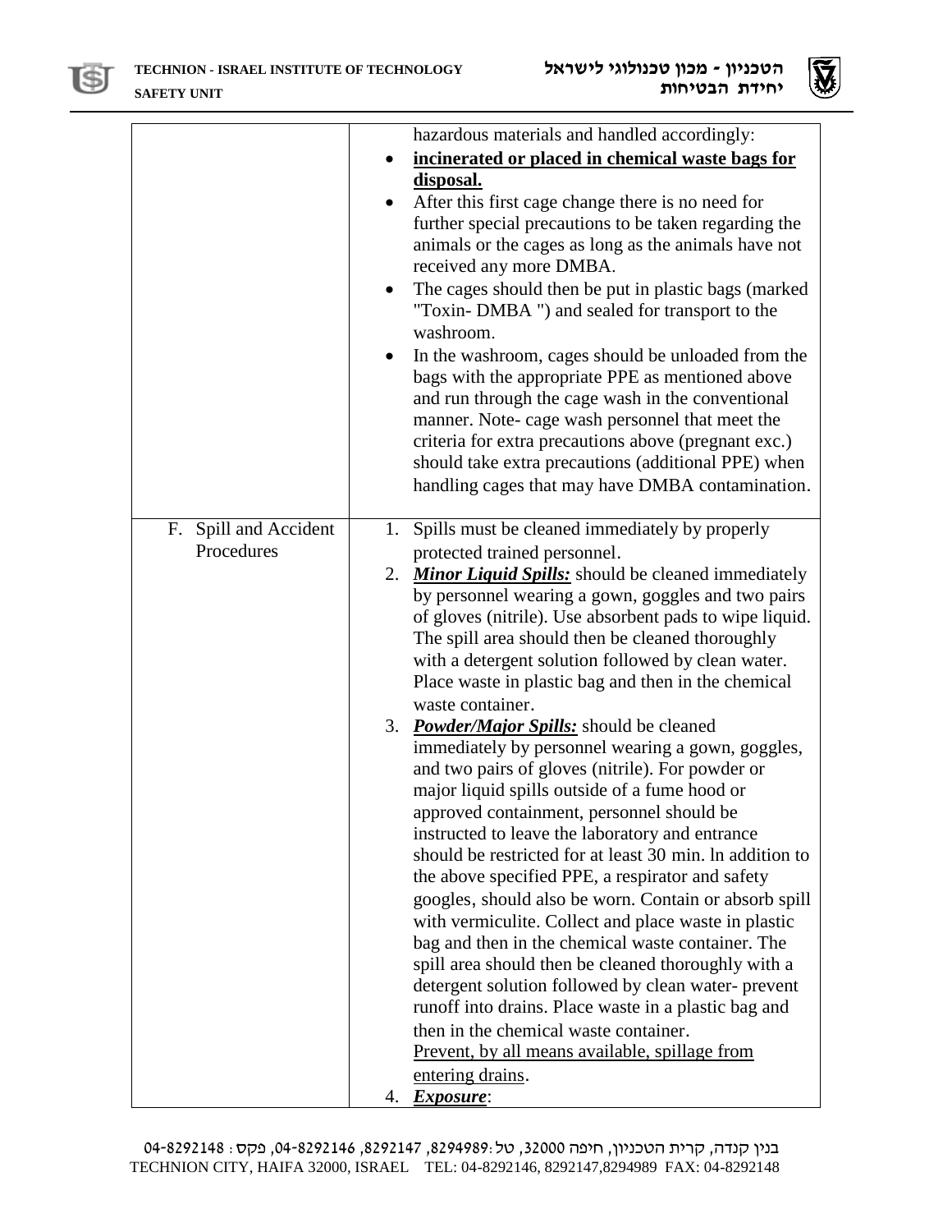| | |
|---|---|
| | hazardous materials and handled accordingly:<br>• **<u>incinerated or placed in chemical waste bags for disposal.</u>**<br>• After this first cage change there is no need for further special precautions to be taken regarding the animals or the cages as long as the animals have not received any more DMBA.<br>• The cages should then be put in plastic bags (marked "Toxin- DMBA ") and sealed for transport to the washroom.<br>• In the washroom, cages should be unloaded from the bags with the appropriate PPE as mentioned above and run through the cage wash in the conventional manner. Note- cage wash personnel that meet the criteria for extra precautions above (pregnant exc.) should take extra precautions (additional PPE) when handling cages that may have DMBA contamination. |
| F. Spill and Accident Procedures | 1. Spills must be cleaned immediately by properly protected trained personnel.<br>2. ***<u>Minor Liquid Spills:</u>*** should be cleaned immediately by personnel wearing a gown, goggles and two pairs of gloves (nitrile). Use absorbent pads to wipe liquid. The spill area should then be cleaned thoroughly with a detergent solution followed by clean water. Place waste in plastic bag and then in the chemical waste container.<br>3. ***<u>Powder/Major Spills:</u>*** should be cleaned immediately by personnel wearing a gown, goggles, and two pairs of gloves (nitrile). For powder or major liquid spills outside of a fume hood or approved containment, personnel should be instructed to leave the laboratory and entrance should be restricted for at least 30 min. ln addition to the above specified PPE, a respirator and safety googles, should also be worn. Contain or absorb spill with vermiculite. Collect and place waste in plastic bag and then in the chemical waste container. The spill area should then be cleaned thoroughly with a detergent solution followed by clean water- prevent runoff into drains. Place waste in a plastic bag and then in the chemical waste container.<br><u>Prevent, by all means available, spillage from entering drains</u>.<br>4. ***<u>Exposure</u>***: |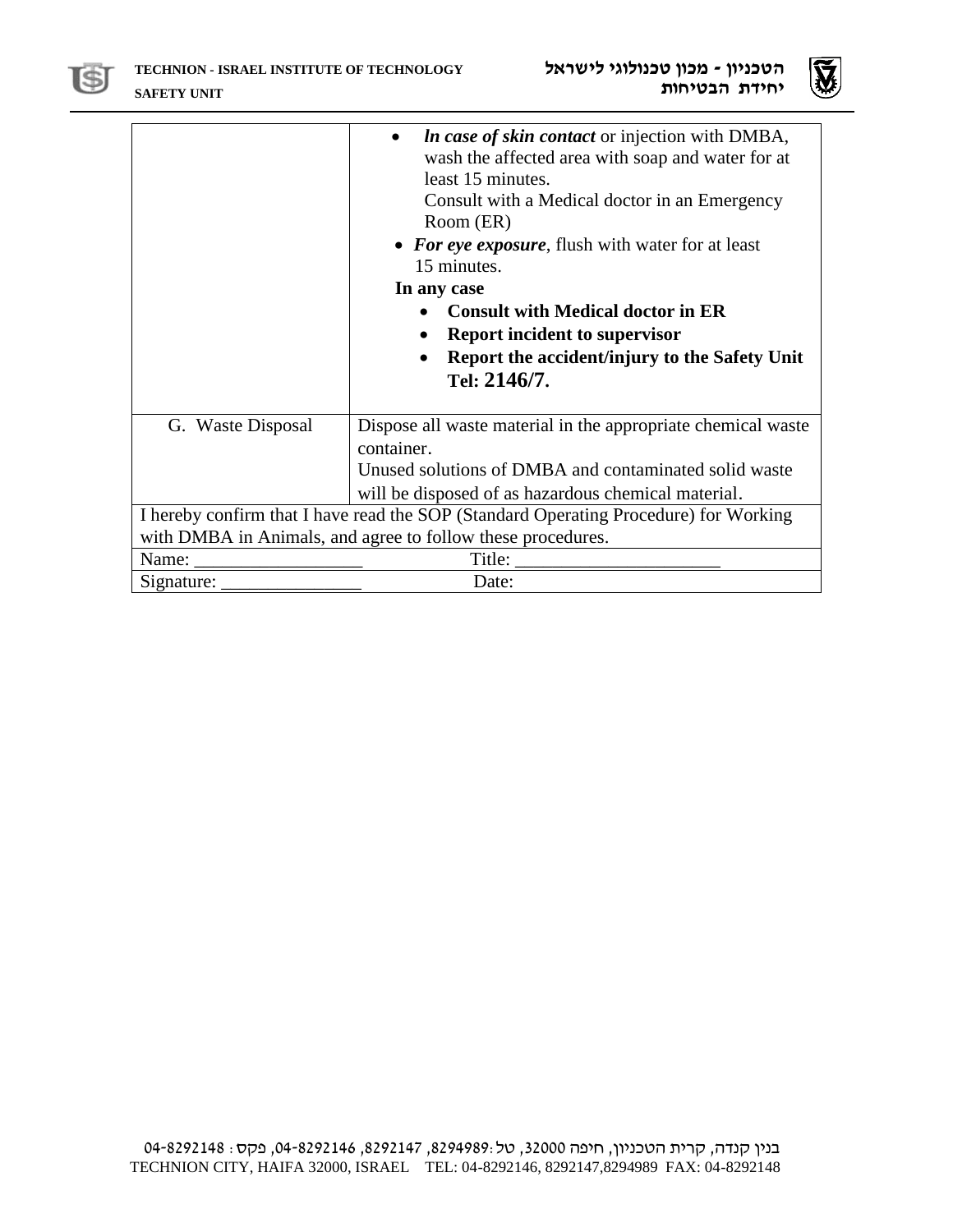| | |
|---|---|
| | • ***In case of skin contact*** or injection with DMBA, wash the affected area with soap and water for at least 15 minutes.<br>Consult with a Medical doctor in an Emergency Room (ER)<br>• ***For eye exposure***, flush with water for at least 15 minutes.<br>**In any case**<br>• **Consult with Medical doctor in ER**<br>• **Report incident to supervisor**<br>• **Report the accident/injury to the Safety Unit Tel: 2146/7.** |
| G. Waste Disposal | Dispose all waste material in the appropriate chemical waste container.<br>Unused solutions of DMBA and contaminated solid waste will be disposed of as hazardous chemical material. |

I hereby confirm that I have read the SOP (Standard Operating Procedure) for Working with DMBA in Animals, and agree to follow these procedures.

| | |
|---|---|
| Name: __________________ | Title: ______________________ |
| Signature: _______________ | Date: |